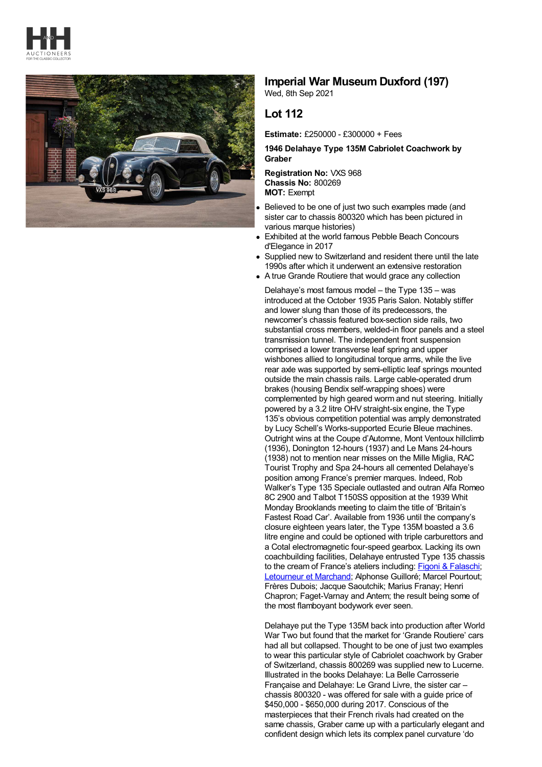## Imperial War Museum Duxford (197)

Wed, 8th Sep 2021

## Lot 112

**Estimate:** £250000 - £300000 + Fees

**1946 Delahaye Type 135M Cabriolet Coachwork by Graber**

**Registration No:** VXS 968
**Chassis No:** 800269
**MOT:** Exempt

- Believed to be one of just two such examples made (and sister car to chassis 800320 which has been pictured in various marque histories)
- Exhibited at the world famous Pebble Beach Concours d'Elegance in 2017
- Supplied new to Switzerland and resident there until the late 1990s after which it underwent an extensive restoration
- A true Grande Routiere that would grace any collection

Delahaye's most famous model – the Type 135 – was introduced at the October 1935 Paris Salon. Notably stiffer and lower slung than those of its predecessors, the newcomer's chassis featured box-section side rails, two substantial cross members, welded-in floor panels and a steel transmission tunnel. The independent front suspension comprised a lower transverse leaf spring and upper wishbones allied to longitudinal torque arms, while the live rear axle was supported by semi-elliptic leaf springs mounted outside the main chassis rails. Large cable-operated drum brakes (housing Bendix self-wrapping shoes) were complemented by high geared worm and nut steering. Initially powered by a 3.2 litre OHV straight-six engine, the Type 135's obvious competition potential was amply demonstrated by Lucy Schell's Works-supported Ecurie Bleue machines. Outright wins at the Coupe d'Automne, Mont Ventoux hillclimb (1936), Donington 12-hours (1937) and Le Mans 24-hours (1938) not to mention near misses on the Mille Miglia, RAC Tourist Trophy and Spa 24-hours all cemented Delahaye's position among France's premier marques. Indeed, Rob Walker's Type 135 Speciale outlasted and outran Alfa Romeo 8C 2900 and Talbot T150SS opposition at the 1939 Whit Monday Brooklands meeting to claim the title of 'Britain's Fastest Road Car'. Available from 1936 until the company's closure eighteen years later, the Type 135M boasted a 3.6 litre engine and could be optioned with triple carburettors and a Cotal electromagnetic four-speed gearbox. Lacking its own coachbuilding facilities, Delahaye entrusted Type 135 chassis to the cream of France's ateliers including: Figoni & Falaschi; Letourneur et Marchand; Alphonse Guilloré; Marcel Pourtout; Frères Dubois; Jacque Saoutchik; Marius Franay; Henri Chapron; Faget-Varnay and Antem; the result being some of the most flamboyant bodywork ever seen.

Delahaye put the Type 135M back into production after World War Two but found that the market for 'Grande Routiere' cars had all but collapsed. Thought to be one of just two examples to wear this particular style of Cabriolet coachwork by Graber of Switzerland, chassis 800269 was supplied new to Lucerne. Illustrated in the books Delahaye: La Belle Carrosserie Française and Delahaye: Le Grand Livre, the sister car – chassis 800320 - was offered for sale with a guide price of $450,000 - $650,000 during 2017. Conscious of the masterpieces that their French rivals had created on the same chassis, Graber came up with a particularly elegant and confident design which lets its complex panel curvature 'do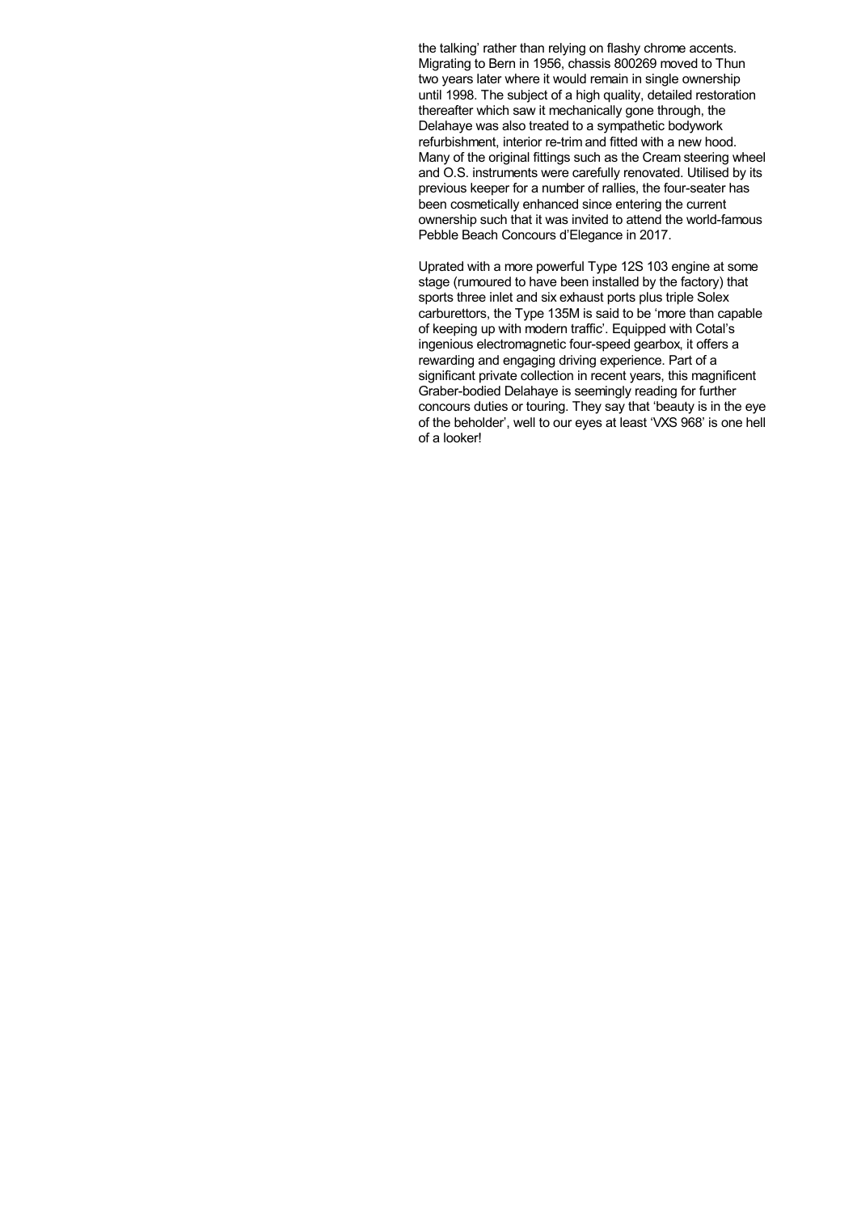the talking' rather than relying on flashy chrome accents. Migrating to Bern in 1956, chassis 800269 moved to Thun two years later where it would remain in single ownership until 1998. The subject of a high quality, detailed restoration thereafter which saw it mechanically gone through, the Delahaye was also treated to a sympathetic bodywork refurbishment, interior re-trim and fitted with a new hood. Many of the original fittings such as the Cream steering wheel and O.S. instruments were carefully renovated. Utilised by its previous keeper for a number of rallies, the four-seater has been cosmetically enhanced since entering the current ownership such that it was invited to attend the world-famous Pebble Beach Concours d'Elegance in 2017.

Uprated with a more powerful Type 12S 103 engine at some stage (rumoured to have been installed by the factory) that sports three inlet and six exhaust ports plus triple Solex carburettors, the Type 135M is said to be 'more than capable of keeping up with modern traffic'. Equipped with Cotal's ingenious electromagnetic four-speed gearbox, it offers a rewarding and engaging driving experience. Part of a significant private collection in recent years, this magnificent Graber-bodied Delahaye is seemingly reading for further concours duties or touring. They say that 'beauty is in the eye of the beholder', well to our eyes at least 'VXS 968' is one hell of a looker!